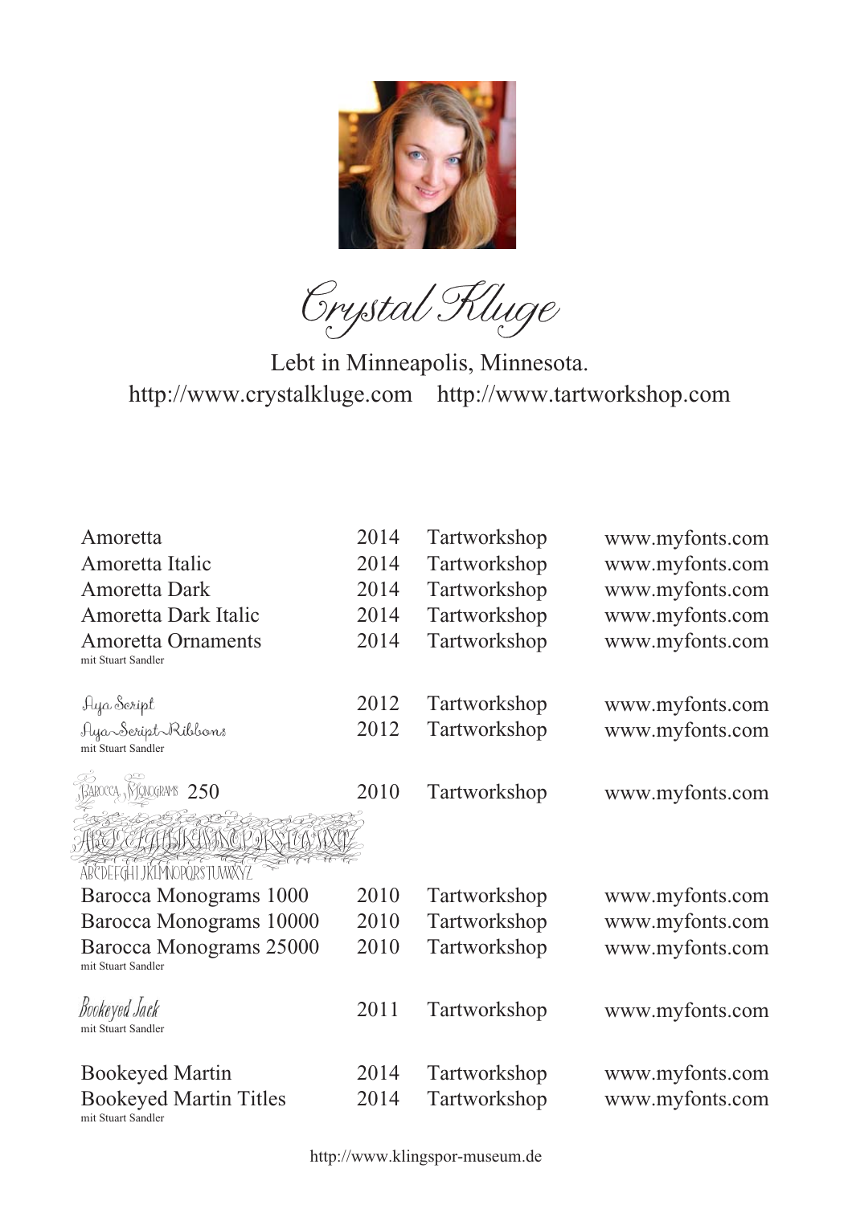# Crystal Kluge

Lebt in Minneapolis, Minnesota.
http://www.crystalkluge.com http://www.tartworkshop.com

| | | | |
|---|---|---|---|
| Amoretta | 2014 | Tartworkshop | www.myfonts.com |
| Amoretta Italic | 2014 | Tartworkshop | www.myfonts.com |
| Amoretta Dark | 2014 | Tartworkshop | www.myfonts.com |
| Amoretta Dark Italic | 2014 | Tartworkshop | www.myfonts.com |
| Amoretta Ornaments<br>mit Stuart Sandler | 2014 | Tartworkshop | www.myfonts.com |
| Aya Script | 2012 | Tartworkshop | www.myfonts.com |
| Aya Script Ribbons<br>mit Stuart Sandler | 2012 | Tartworkshop | www.myfonts.com |
| Barocca Monograms 250 | 2010 | Tartworkshop | www.myfonts.com |
| Barocca Monograms 1000 | 2010 | Tartworkshop | www.myfonts.com |
| Barocca Monograms 10000 | 2010 | Tartworkshop | www.myfonts.com |
| Barocca Monograms 25000<br>mit Stuart Sandler | 2010 | Tartworkshop | www.myfonts.com |
| Bookeyed Jack<br>mit Stuart Sandler | 2011 | Tartworkshop | www.myfonts.com |
| Bookeyed Martin | 2014 | Tartworkshop | www.myfonts.com |
| Bookeyed Martin Titles<br>mit Stuart Sandler | 2014 | Tartworkshop | www.myfonts.com |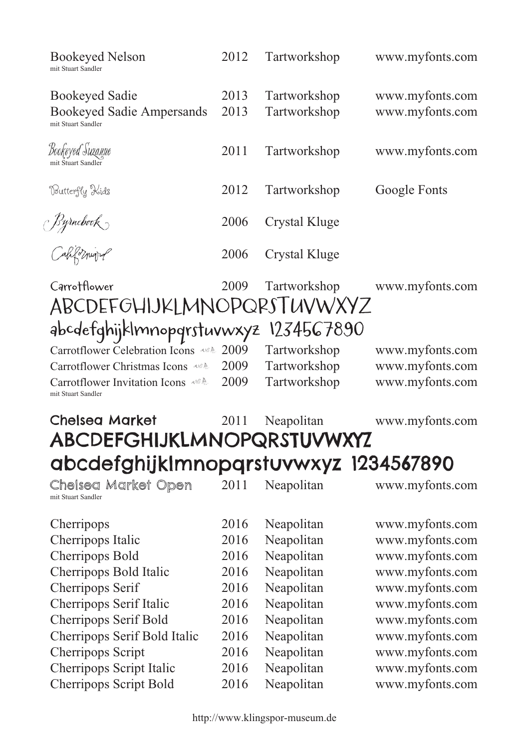| | | | |
|---|---|---|---|
| Bookeyed Nelson<br>mit Stuart Sandler | 2012 | Tartworkshop | www.myfonts.com |
| Bookeyed Sadie | 2013 | Tartworkshop | www.myfonts.com |
| Bookeyed Sadie Ampersands<br>mit Stuart Sandler | 2013 | Tartworkshop | www.myfonts.com |
| Bookeyed Suzanne<br>mit Stuart Sandler | 2011 | Tartworkshop | www.myfonts.com |
| Butterfly Kids | 2012 | Tartworkshop | Google Fonts |
| Byrnebook | 2006 | Crystal Kluge | |
| Californiad | 2006 | Crystal Kluge | |
| Carrotflower | 2009 | Tartworkshop | www.myfonts.com |

ABCDEFGHIJKLMNOPQRSTUVWXYZ
abcdefghijklmnopqrstuvwxyz 1234567890

| | | | |
|---|---|---|---|
| Carrotflower Celebration Icons | 2009 | Tartworkshop | www.myfonts.com |
| Carrotflower Christmas Icons | 2009 | Tartworkshop | www.myfonts.com |
| Carrotflower Invitation Icons<br>mit Stuart Sandler | 2009 | Tartworkshop | www.myfonts.com |
| Chelsea Market | 2011 | Neapolitan | www.myfonts.com |

ABCDEFGHIJKLMNOPQRSTUVWXYZ
abcdefghijklmnopqrstuvwxyz 1234567890

| | | | |
|---|---|---|---|
| Chelsea Market Open<br>mit Stuart Sandler | 2011 | Neapolitan | www.myfonts.com |
| Cherripops | 2016 | Neapolitan | www.myfonts.com |
| Cherripops Italic | 2016 | Neapolitan | www.myfonts.com |
| Cherripops Bold | 2016 | Neapolitan | www.myfonts.com |
| Cherripops Bold Italic | 2016 | Neapolitan | www.myfonts.com |
| Cherripops Serif | 2016 | Neapolitan | www.myfonts.com |
| Cherripops Serif Italic | 2016 | Neapolitan | www.myfonts.com |
| Cherripops Serif Bold | 2016 | Neapolitan | www.myfonts.com |
| Cherripops Serif Bold Italic | 2016 | Neapolitan | www.myfonts.com |
| Cherripops Script | 2016 | Neapolitan | www.myfonts.com |
| Cherripops Script Italic | 2016 | Neapolitan | www.myfonts.com |
| Cherripops Script Bold | 2016 | Neapolitan | www.myfonts.com |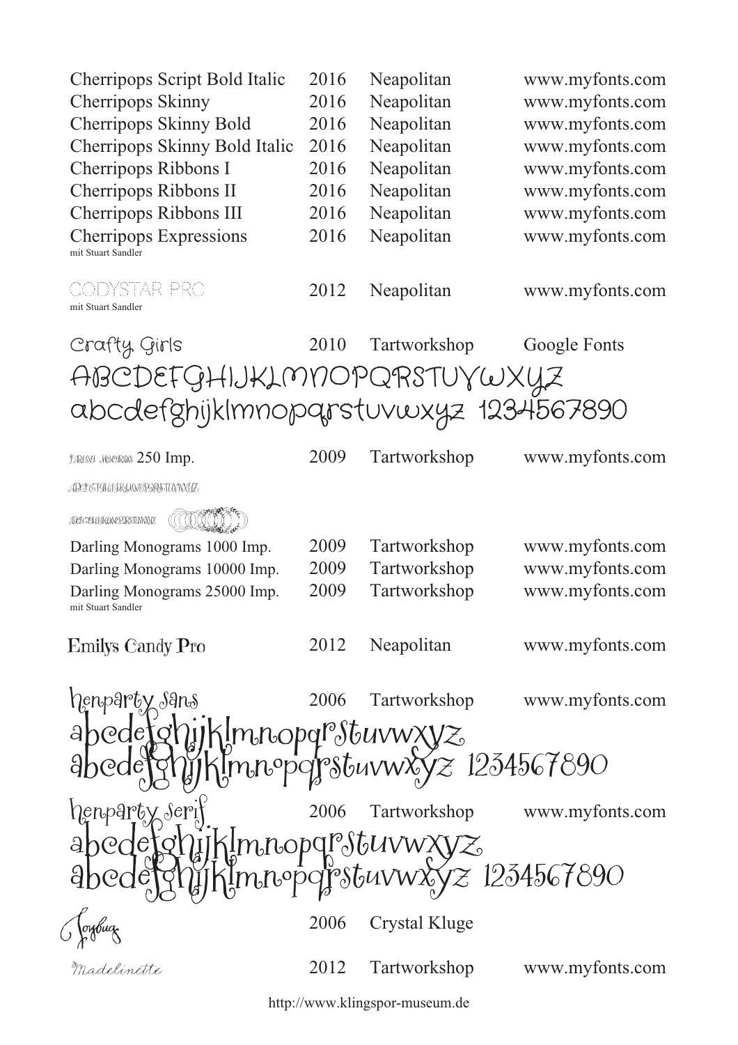| | | | |
|---|---|---|---|
| Cherripops Script Bold Italic | 2016 | Neapolitan | www.myfonts.com |
| Cherripops Skinny | 2016 | Neapolitan | www.myfonts.com |
| Cherripops Skinny Bold | 2016 | Neapolitan | www.myfonts.com |
| Cherripops Skinny Bold Italic | 2016 | Neapolitan | www.myfonts.com |
| Cherripops Ribbons I | 2016 | Neapolitan | www.myfonts.com |
| Cherripops Ribbons II | 2016 | Neapolitan | www.myfonts.com |
| Cherripops Ribbons III | 2016 | Neapolitan | www.myfonts.com |
| Cherripops Expressions<br>mit Stuart Sandler | 2016 | Neapolitan | www.myfonts.com |
| CODYSTAR PRO<br>mit Stuart Sandler | 2012 | Neapolitan | www.myfonts.com |
| Crafty Girls | 2010 | Tartworkshop | Google Fonts |

ABCDEFGHIJKLMNOPQRSTUVWXYZ
abcdefghijklmnopqrstuvwxyz 1234567890

| | | | |
|---|---|---|---|
| Darling Monograms 250 Imp. | 2009 | Tartworkshop | www.myfonts.com |

ABCDEFGHIJKLMNOPQRSTUVWXYZ

ABCDEFGHIJKLMNOPQRSTUVWXYZ

| | | | |
|---|---|---|---|
| Darling Monograms 1000 Imp. | 2009 | Tartworkshop | www.myfonts.com |
| Darling Monograms 10000 Imp. | 2009 | Tartworkshop | www.myfonts.com |
| Darling Monograms 25000 Imp.<br>mit Stuart Sandler | 2009 | Tartworkshop | www.myfonts.com |
| Emilys Candy Pro | 2012 | Neapolitan | www.myfonts.com |
| henparty sans | 2006 | Tartworkshop | www.myfonts.com |

abcdefghijklmnopqrstuvwxyz
abcdefghijklmnopqrstuvwxyz 1234567890

| | | | |
|---|---|---|---|
| henparty serif | 2006 | Tartworkshop | www.myfonts.com |

abcdefghijklmnopqrstuvwxyz
abcdefghijklmnopqrstuvwxyz 1234567890

| | | | |
|---|---|---|---|
| Joybug | 2006 | Crystal Kluge | |
| Madelinette | 2012 | Tartworkshop | www.myfonts.com |

http://www.klingspor-museum.de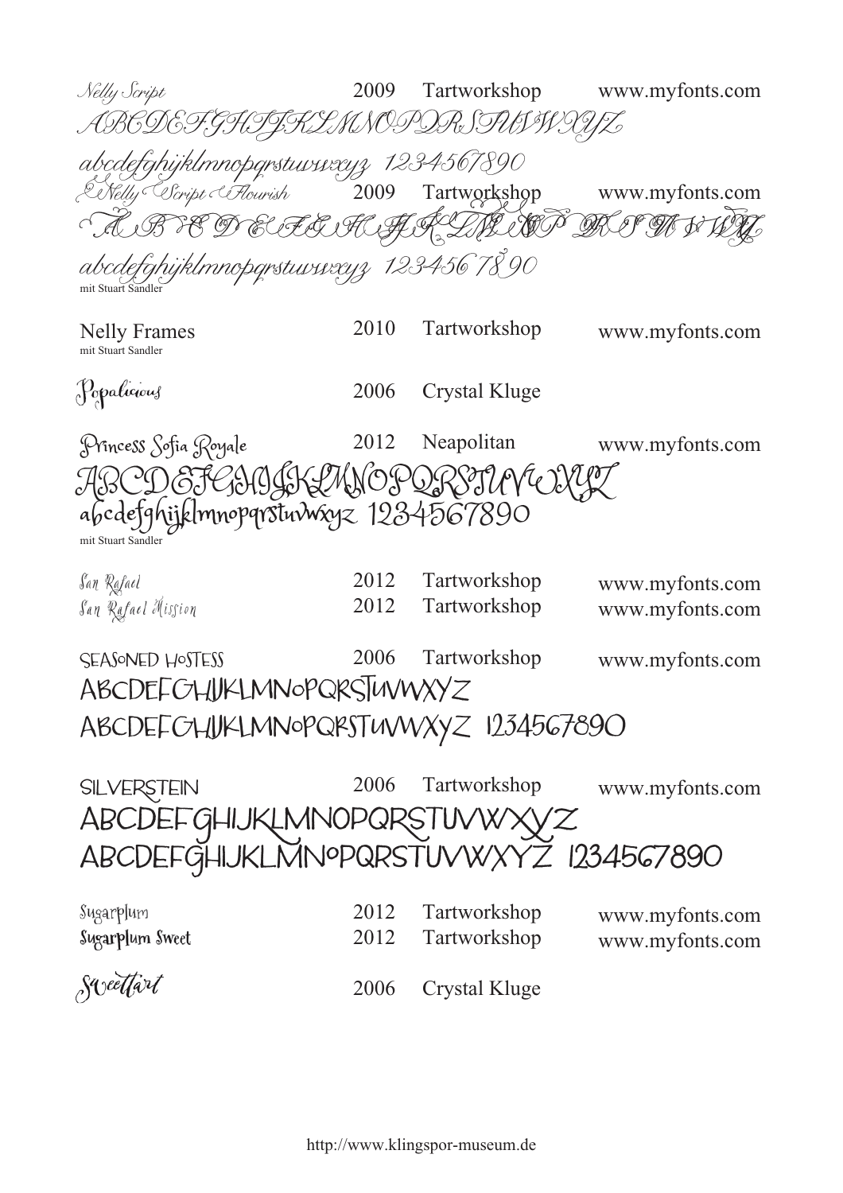| | | | |
|---|---|---|---|
| Nelly Script | 2009 | Tartworkshop | www.myfonts.com |

ABCDEFGHIJKLMNOPQRSTUVWXYZ

abcdefghijklmnopqrstuvwxyz 1234567890

| | | | |
|---|---|---|---|
| Nelly Script Flourish | 2009 | Tartworkshop | www.myfonts.com |

ABCDEFGHIJKLMNOPQRSTUVWXYZ

abcdefghijklmnopqrstuvwxyz 1234567890

mit Stuart Sandler

| | | | |
|---|---|---|---|
| Nelly Frames<br>mit Stuart Sandler | 2010 | Tartworkshop | www.myfonts.com |
| Popalicious | 2006 | Crystal Kluge | |
| Princess Sofia Royale | 2012 | Neapolitan | www.myfonts.com |

ABCDEFGHIJKLMNOPQRSTUVWXYZ

abcdefghijklmnopqrstuvwxyz 1234567890

mit Stuart Sandler

| | | | |
|---|---|---|---|
| San Rafael | 2012 | Tartworkshop | www.myfonts.com |
| San Rafael Mission | 2012 | Tartworkshop | www.myfonts.com |
| Seasoned Hostess | 2006 | Tartworkshop | www.myfonts.com |

ABCDEFGHIJKLMNOPQRSTUVWXYZ

ABCDEFGHIJKLMNOPQRSTUVWXYZ 1234567890

| | | | |
|---|---|---|---|
| Silverstein | 2006 | Tartworkshop | www.myfonts.com |

ABCDEFGHIJKLMNOPQRSTUVWXYZ

ABCDEFGHIJKLMNOPQRSTUVWXYZ 1234567890

| | | | |
|---|---|---|---|
| Sugarplum | 2012 | Tartworkshop | www.myfonts.com |
| Sugarplum Sweet | 2012 | Tartworkshop | www.myfonts.com |
| Sweettart | 2006 | Crystal Kluge | |

http://www.klingspor-museum.de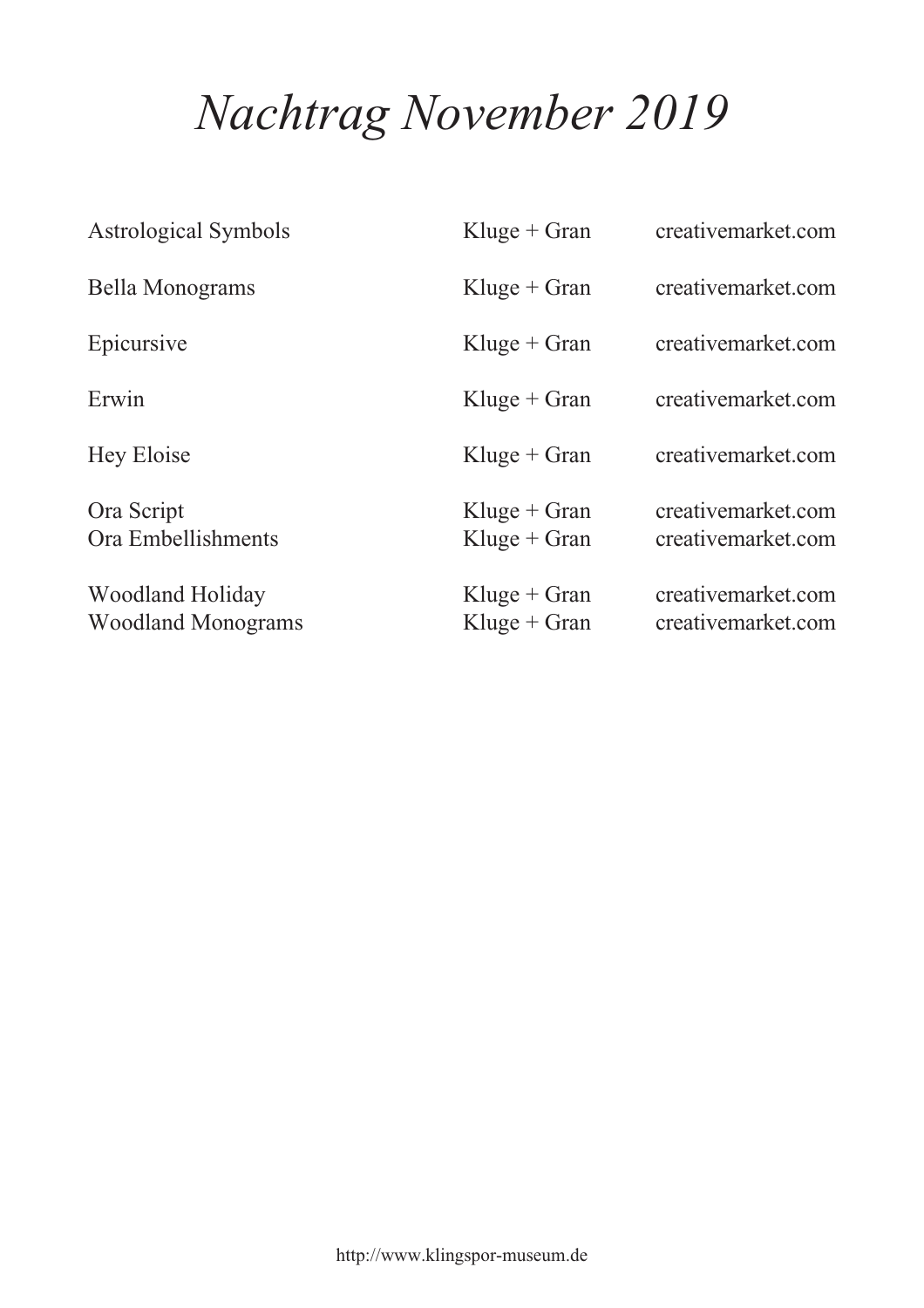# *Nachtrag November 2019*

| | | |
|---|---|---|
| Astrological Symbols | Kluge + Gran | creativemarket.com |
| Bella Monograms | Kluge + Gran | creativemarket.com |
| Epicursive | Kluge + Gran | creativemarket.com |
| Erwin | Kluge + Gran | creativemarket.com |
| Hey Eloise | Kluge + Gran | creativemarket.com |
| Ora Script | Kluge + Gran | creativemarket.com |
| Ora Embellishments | Kluge + Gran | creativemarket.com |
| Woodland Holiday | Kluge + Gran | creativemarket.com |
| Woodland Monograms | Kluge + Gran | creativemarket.com |